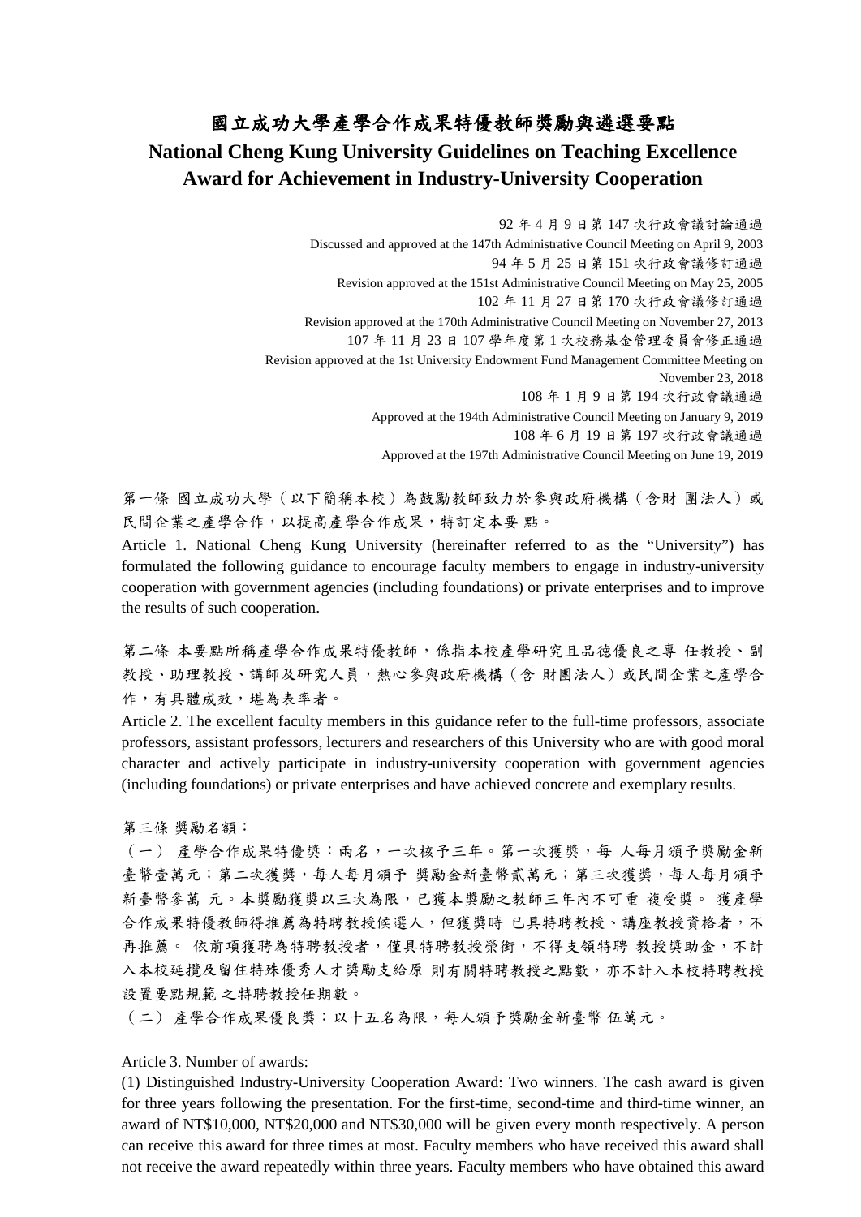# 國立成功大學產學合作成果特優教師獎勵與遴選要點

# National Cheng Kung University Guidelines on Teaching Excellence Award for Achievement in Industry-University Cooperation

92 年 4 月 9 日第 147 次行政會議討論通過
Discussed and approved at the 147th Administrative Council Meeting on April 9, 2003
94 年 5 月 25 日第 151 次行政會議修訂通過
Revision approved at the 151st Administrative Council Meeting on May 25, 2005
102 年 11 月 27 日第 170 次行政會議修訂通過
Revision approved at the 170th Administrative Council Meeting on November 27, 2013
107 年 11 月 23 日 107 學年度第 1 次校務基金管理委員會修正通過
Revision approved at the 1st University Endowment Fund Management Committee Meeting on November 23, 2018
108 年 1 月 9 日第 194 次行政會議通過
Approved at the 194th Administrative Council Meeting on January 9, 2019
108 年 6 月 19 日第 197 次行政會議通過
Approved at the 197th Administrative Council Meeting on June 19, 2019

第一條 國立成功大學（以下簡稱本校）為鼓勵教師致力於參與政府機構（含財 團法人）或民間企業之產學合作，以提高產學合作成果，特訂定本要 點。

Article 1. National Cheng Kung University (hereinafter referred to as the "University") has formulated the following guidance to encourage faculty members to engage in industry-university cooperation with government agencies (including foundations) or private enterprises and to improve the results of such cooperation.

第二條 本要點所稱產學合作成果特優教師，係指本校產學研究且品德優良之專 任教授、副教授、助理教授、講師及研究人員，熱心參與政府機構（含 財團法人）或民間企業之產學合作，有具體成效，堪為表率者。

Article 2. The excellent faculty members in this guidance refer to the full-time professors, associate professors, assistant professors, lecturers and researchers of this University who are with good moral character and actively participate in industry-university cooperation with government agencies (including foundations) or private enterprises and have achieved concrete and exemplary results.

第三條 獎勵名額：

（一） 產學合作成果特優獎：兩名，一次核予三年。第一次獲獎，每 人每月須予獎勵金新臺幣壹萬元；第二次獲獎，每人每月須予 獎勵金新臺幣貳萬元；第三次獲獎，每人每月須予新臺幣參萬 元。本獎勵獲獎以三次為限，已獲本獎勵之教師三年內不可重 複受獎。 獲產學合作成果特優教師得推薦為特聘教授候選人，但獲獎時 已具特聘教授、講座教授資格者，不再推薦。 依前項獲聘為特聘教授者，僅具特聘教授榮銜，不得支領特聘 教授獎助金，不計入本校延攬及留住特殊優秀人才獎勵支給原 則有關特聘教授之點數，亦不計入本校特聘教授設置要點規範 之特聘教授任期數。

（二） 產學合作成果優良獎：以十五名為限，每人須予獎勵金新臺幣 伍萬元。

Article 3. Number of awards:

(1) Distinguished Industry-University Cooperation Award: Two winners. The cash award is given for three years following the presentation. For the first-time, second-time and third-time winner, an award of NT$10,000, NT$20,000 and NT$30,000 will be given every month respectively. A person can receive this award for three times at most. Faculty members who have received this award shall not receive the award repeatedly within three years. Faculty members who have obtained this award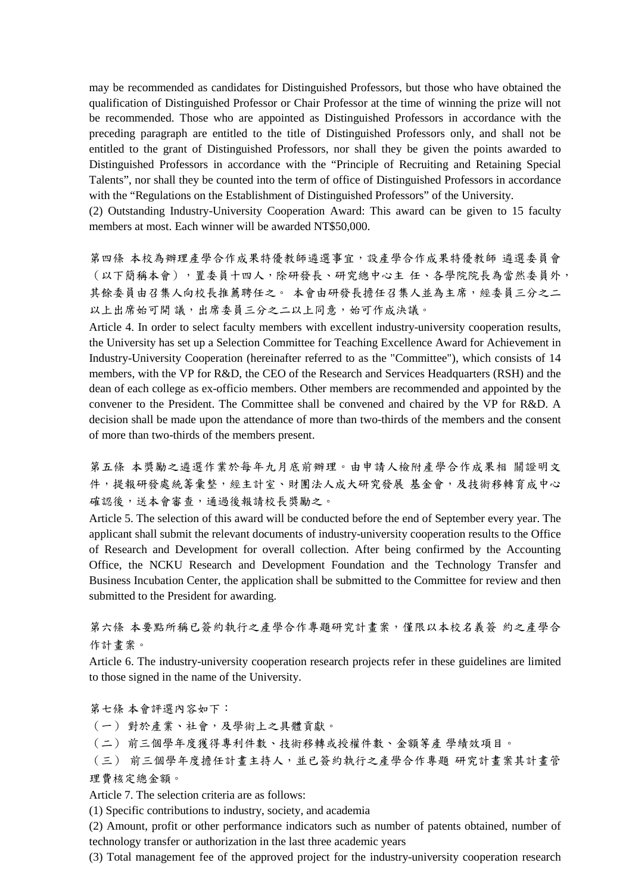may be recommended as candidates for Distinguished Professors, but those who have obtained the qualification of Distinguished Professor or Chair Professor at the time of winning the prize will not be recommended. Those who are appointed as Distinguished Professors in accordance with the preceding paragraph are entitled to the title of Distinguished Professors only, and shall not be entitled to the grant of Distinguished Professors, nor shall they be given the points awarded to Distinguished Professors in accordance with the "Principle of Recruiting and Retaining Special Talents", nor shall they be counted into the term of office of Distinguished Professors in accordance with the "Regulations on the Establishment of Distinguished Professors" of the University.

(2) Outstanding Industry-University Cooperation Award: This award can be given to 15 faculty members at most. Each winner will be awarded NT$50,000.

第四條 本校為辦理產學合作成果特優教師遴選事宜，設產學合作成果特優教師 遴選委員會（以下簡稱本會），置委員十四人，除研發長、研究總中心主 任、各學院院長為當然委員外，其餘委員由召集人向校長推薦聘任之。 本會由研發長擔任召集人並為主席，經委員三分之二以上出席始可開 議，出席委員三分之二以上同意，始可作成決議。

Article 4. In order to select faculty members with excellent industry-university cooperation results, the University has set up a Selection Committee for Teaching Excellence Award for Achievement in Industry-University Cooperation (hereinafter referred to as the "Committee"), which consists of 14 members, with the VP for R&D, the CEO of the Research and Services Headquarters (RSH) and the dean of each college as ex-officio members. Other members are recommended and appointed by the convener to the President. The Committee shall be convened and chaired by the VP for R&D. A decision shall be made upon the attendance of more than two-thirds of the members and the consent of more than two-thirds of the members present.

第五條 本獎勵之遴選作業於每年九月底前辦理。由申請人檢附產學合作成果相 關證明文件，提報研發處統籌彙整，經主計室、財團法人成大研究發展 基金會，及技術移轉育成中心確認後，送本會審查，通過後報請校長獎勵之。

Article 5. The selection of this award will be conducted before the end of September every year. The applicant shall submit the relevant documents of industry-university cooperation results to the Office of Research and Development for overall collection. After being confirmed by the Accounting Office, the NCKU Research and Development Foundation and the Technology Transfer and Business Incubation Center, the application shall be submitted to the Committee for review and then submitted to the President for awarding.

第六條 本要點所稱已簽約執行之產學合作專題研究計畫案，僅限以本校名義簽 約之產學合作計畫案。

Article 6. The industry-university cooperation research projects refer in these guidelines are limited to those signed in the name of the University.

第七條 本會評選內容如下：

（一） 對於產業、社會，及學術上之具體貢獻。

（二） 前三個學年度獲得專利件數、技術移轉或授權件數、金額等產 學績效項目。

（三） 前三個學年度擔任計畫主持人，並已簽約執行之產學合作專題 研究計畫案其計畫管理費核定總金額。

Article 7. The selection criteria are as follows:

(1) Specific contributions to industry, society, and academia

(2) Amount, profit or other performance indicators such as number of patents obtained, number of technology transfer or authorization in the last three academic years

(3) Total management fee of the approved project for the industry-university cooperation research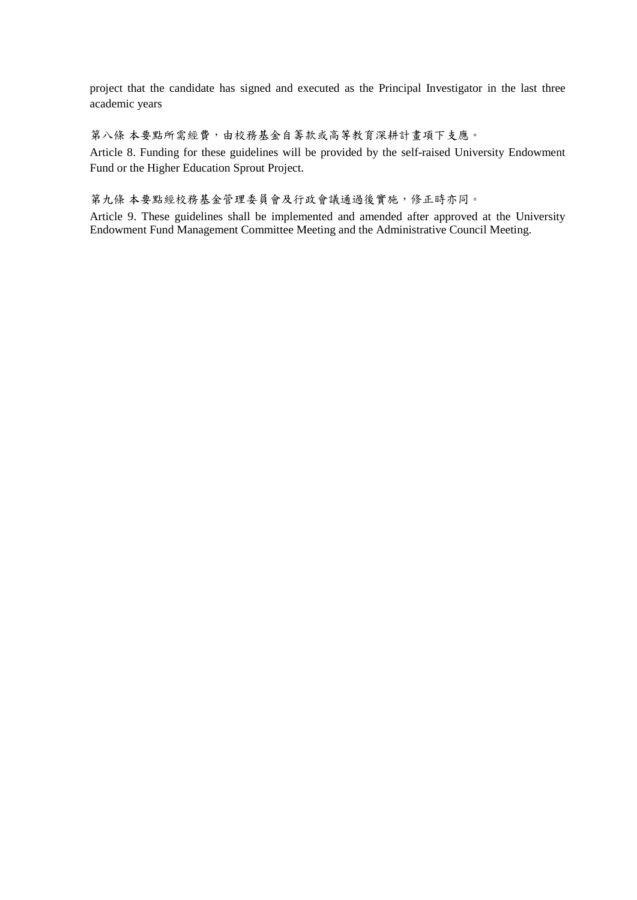project that the candidate has signed and executed as the Principal Investigator in the last three academic years

第八條 本要點所需經費，由校務基金自籌款或高等教育深耕計畫項下支應。

Article 8. Funding for these guidelines will be provided by the self-raised University Endowment Fund or the Higher Education Sprout Project.

第九條 本要點經校務基金管理委員會及行政會議通過後實施，修正時亦同。

Article 9. These guidelines shall be implemented and amended after approved at the University Endowment Fund Management Committee Meeting and the Administrative Council Meeting.